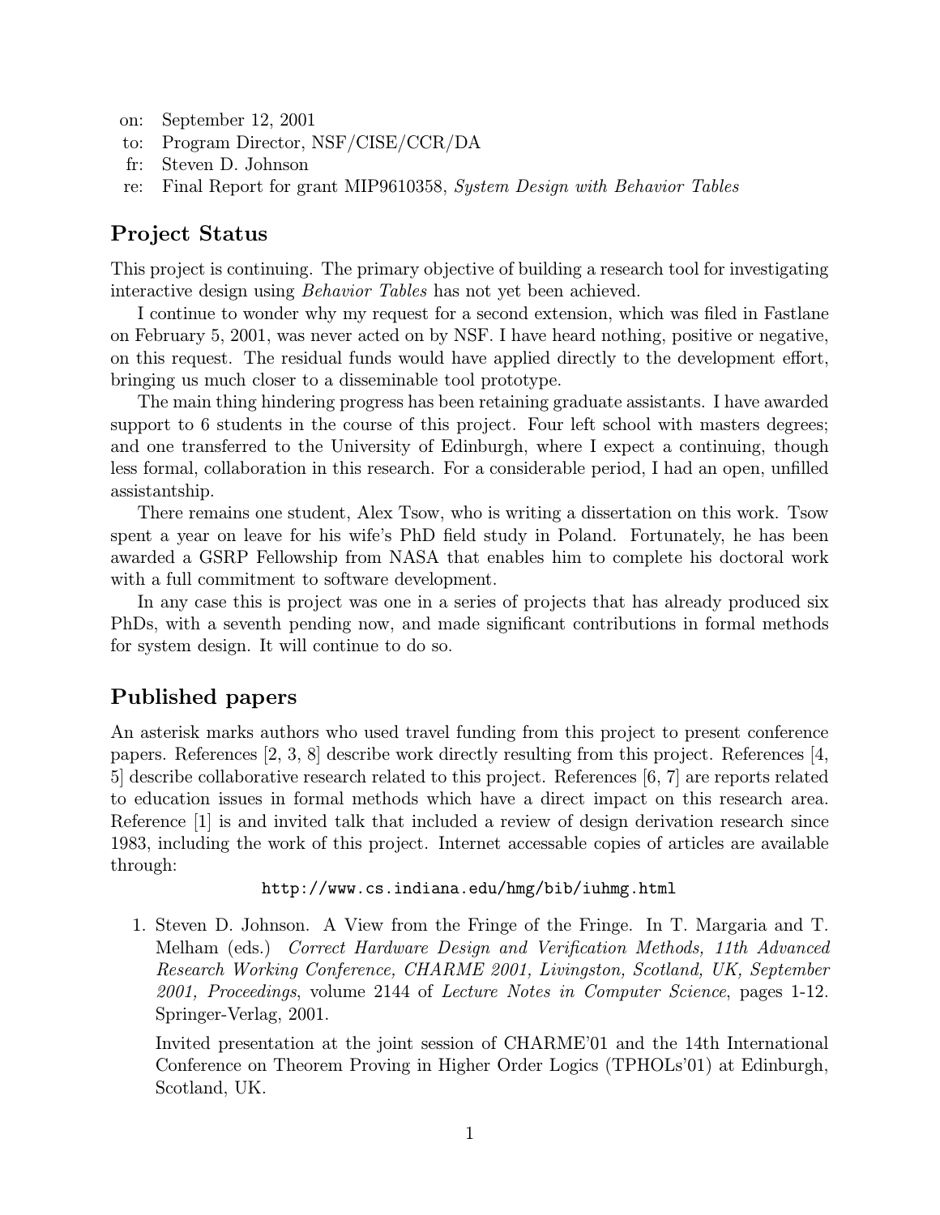on: September 12, 2001
to: Program Director, NSF/CISE/CCR/DA
fr: Steven D. Johnson
re: Final Report for grant MIP9610358, *System Design with Behavior Tables*

## Project Status

This project is continuing. The primary objective of building a research tool for investigating interactive design using *Behavior Tables* has not yet been achieved.

I continue to wonder why my request for a second extension, which was filed in Fastlane on February 5, 2001, was never acted on by NSF. I have heard nothing, positive or negative, on this request. The residual funds would have applied directly to the development effort, bringing us much closer to a disseminable tool prototype.

The main thing hindering progress has been retaining graduate assistants. I have awarded support to 6 students in the course of this project. Four left school with masters degrees; and one transferred to the University of Edinburgh, where I expect a continuing, though less formal, collaboration in this research. For a considerable period, I had an open, unfilled assistantship.

There remains one student, Alex Tsow, who is writing a dissertation on this work. Tsow spent a year on leave for his wife's PhD field study in Poland. Fortunately, he has been awarded a GSRP Fellowship from NASA that enables him to complete his doctoral work with a full commitment to software development.

In any case this is project was one in a series of projects that has already produced six PhDs, with a seventh pending now, and made significant contributions in formal methods for system design. It will continue to do so.

## Published papers

An asterisk marks authors who used travel funding from this project to present conference papers. References [2, 3, 8] describe work directly resulting from this project. References [4, 5] describe collaborative research related to this project. References [6, 7] are reports related to education issues in formal methods which have a direct impact on this research area. Reference [1] is and invited talk that included a review of design derivation research since 1983, including the work of this project. Internet accessable copies of articles are available through:

`http://www.cs.indiana.edu/hmg/bib/iuhmg.html`

1. Steven D. Johnson. A View from the Fringe of the Fringe. In T. Margaria and T. Melham (eds.) *Correct Hardware Design and Verification Methods, 11th Advanced Research Working Conference, CHARME 2001, Livingston, Scotland, UK, September 2001, Proceedings*, volume 2144 of *Lecture Notes in Computer Science*, pages 1-12. Springer-Verlag, 2001.

   Invited presentation at the joint session of CHARME'01 and the 14th International Conference on Theorem Proving in Higher Order Logics (TPHOLs'01) at Edinburgh, Scotland, UK.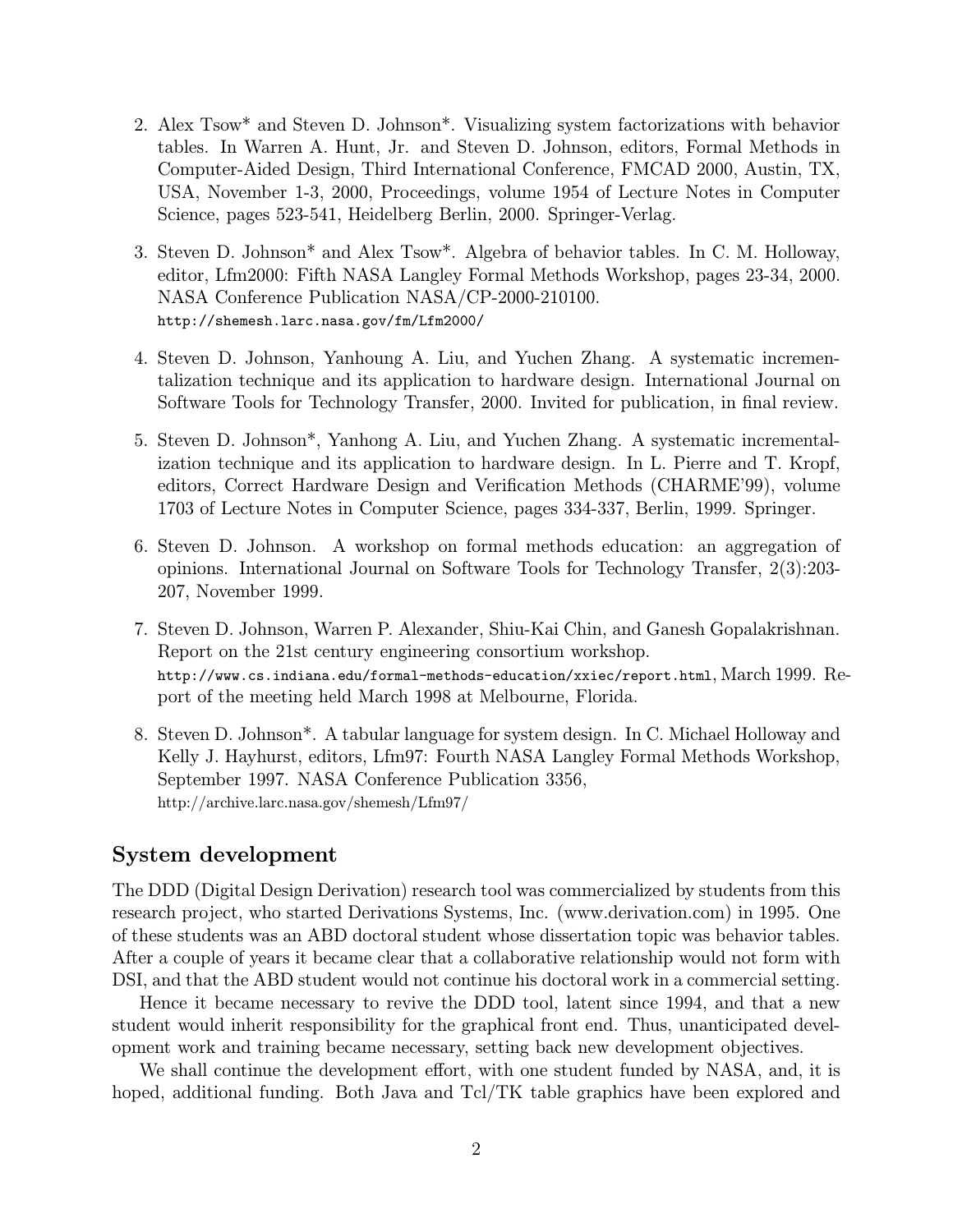2. Alex Tsow* and Steven D. Johnson*. Visualizing system factorizations with behavior tables. In Warren A. Hunt, Jr. and Steven D. Johnson, editors, Formal Methods in Computer-Aided Design, Third International Conference, FMCAD 2000, Austin, TX, USA, November 1-3, 2000, Proceedings, volume 1954 of Lecture Notes in Computer Science, pages 523-541, Heidelberg Berlin, 2000. Springer-Verlag.

3. Steven D. Johnson* and Alex Tsow*. Algebra of behavior tables. In C. M. Holloway, editor, Lfm2000: Fifth NASA Langley Formal Methods Workshop, pages 23-34, 2000. NASA Conference Publication NASA/CP-2000-210100.
`http://shemesh.larc.nasa.gov/fm/Lfm2000/`

4. Steven D. Johnson, Yanhoung A. Liu, and Yuchen Zhang. A systematic incrementalization technique and its application to hardware design. International Journal on Software Tools for Technology Transfer, 2000. Invited for publication, in final review.

5. Steven D. Johnson*, Yanhong A. Liu, and Yuchen Zhang. A systematic incrementalization technique and its application to hardware design. In L. Pierre and T. Kropf, editors, Correct Hardware Design and Verification Methods (CHARME'99), volume 1703 of Lecture Notes in Computer Science, pages 334-337, Berlin, 1999. Springer.

6. Steven D. Johnson. A workshop on formal methods education: an aggregation of opinions. International Journal on Software Tools for Technology Transfer, 2(3):203-207, November 1999.

7. Steven D. Johnson, Warren P. Alexander, Shiu-Kai Chin, and Ganesh Gopalakrishnan. Report on the 21st century engineering consortium workshop.
`http://www.cs.indiana.edu/formal-methods-education/xxiec/report.html`, March 1999. Report of the meeting held March 1998 at Melbourne, Florida.

8. Steven D. Johnson*. A tabular language for system design. In C. Michael Holloway and Kelly J. Hayhurst, editors, Lfm97: Fourth NASA Langley Formal Methods Workshop, September 1997. NASA Conference Publication 3356,
http://archive.larc.nasa.gov/shemesh/Lfm97/

## System development

The DDD (Digital Design Derivation) research tool was commercialized by students from this research project, who started Derivations Systems, Inc. (www.derivation.com) in 1995. One of these students was an ABD doctoral student whose dissertation topic was behavior tables. After a couple of years it became clear that a collaborative relationship would not form with DSI, and that the ABD student would not continue his doctoral work in a commercial setting.

Hence it became necessary to revive the DDD tool, latent since 1994, and that a new student would inherit responsibility for the graphical front end. Thus, unanticipated development work and training became necessary, setting back new development objectives.

We shall continue the development effort, with one student funded by NASA, and, it is hoped, additional funding. Both Java and Tcl/TK table graphics have been explored and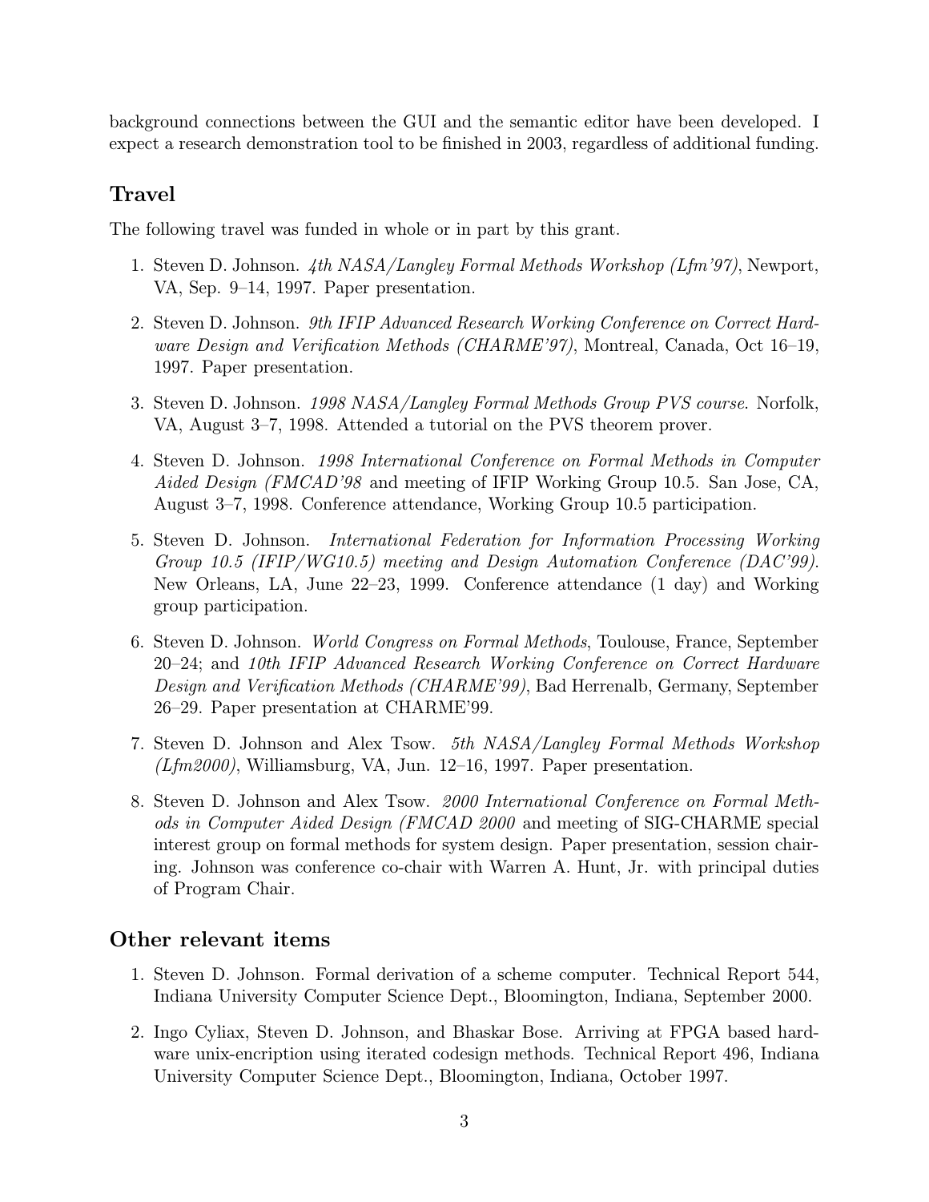background connections between the GUI and the semantic editor have been developed. I expect a research demonstration tool to be finished in 2003, regardless of additional funding.

## Travel

The following travel was funded in whole or in part by this grant.

1. Steven D. Johnson. *4th NASA/Langley Formal Methods Workshop (Lfm'97)*, Newport, VA, Sep. 9–14, 1997. Paper presentation.

2. Steven D. Johnson. *9th IFIP Advanced Research Working Conference on Correct Hardware Design and Verification Methods (CHARME'97)*, Montreal, Canada, Oct 16–19, 1997. Paper presentation.

3. Steven D. Johnson. *1998 NASA/Langley Formal Methods Group PVS course.* Norfolk, VA, August 3–7, 1998. Attended a tutorial on the PVS theorem prover.

4. Steven D. Johnson. *1998 International Conference on Formal Methods in Computer Aided Design (FMCAD'98* and meeting of IFIP Working Group 10.5. San Jose, CA, August 3–7, 1998. Conference attendance, Working Group 10.5 participation.

5. Steven D. Johnson. *International Federation for Information Processing Working Group 10.5 (IFIP/WG10.5) meeting and Design Automation Conference (DAC'99).* New Orleans, LA, June 22–23, 1999. Conference attendance (1 day) and Working group participation.

6. Steven D. Johnson. *World Congress on Formal Methods*, Toulouse, France, September 20–24; and *10th IFIP Advanced Research Working Conference on Correct Hardware Design and Verification Methods (CHARME'99)*, Bad Herrenalb, Germany, September 26–29. Paper presentation at CHARME'99.

7. Steven D. Johnson and Alex Tsow. *5th NASA/Langley Formal Methods Workshop (Lfm2000)*, Williamsburg, VA, Jun. 12–16, 1997. Paper presentation.

8. Steven D. Johnson and Alex Tsow. *2000 International Conference on Formal Methods in Computer Aided Design (FMCAD 2000* and meeting of SIG-CHARME special interest group on formal methods for system design. Paper presentation, session chairing. Johnson was conference co-chair with Warren A. Hunt, Jr. with principal duties of Program Chair.

## Other relevant items

1. Steven D. Johnson. Formal derivation of a scheme computer. Technical Report 544, Indiana University Computer Science Dept., Bloomington, Indiana, September 2000.

2. Ingo Cyliax, Steven D. Johnson, and Bhaskar Bose. Arriving at FPGA based hardware unix-encription using iterated codesign methods. Technical Report 496, Indiana University Computer Science Dept., Bloomington, Indiana, October 1997.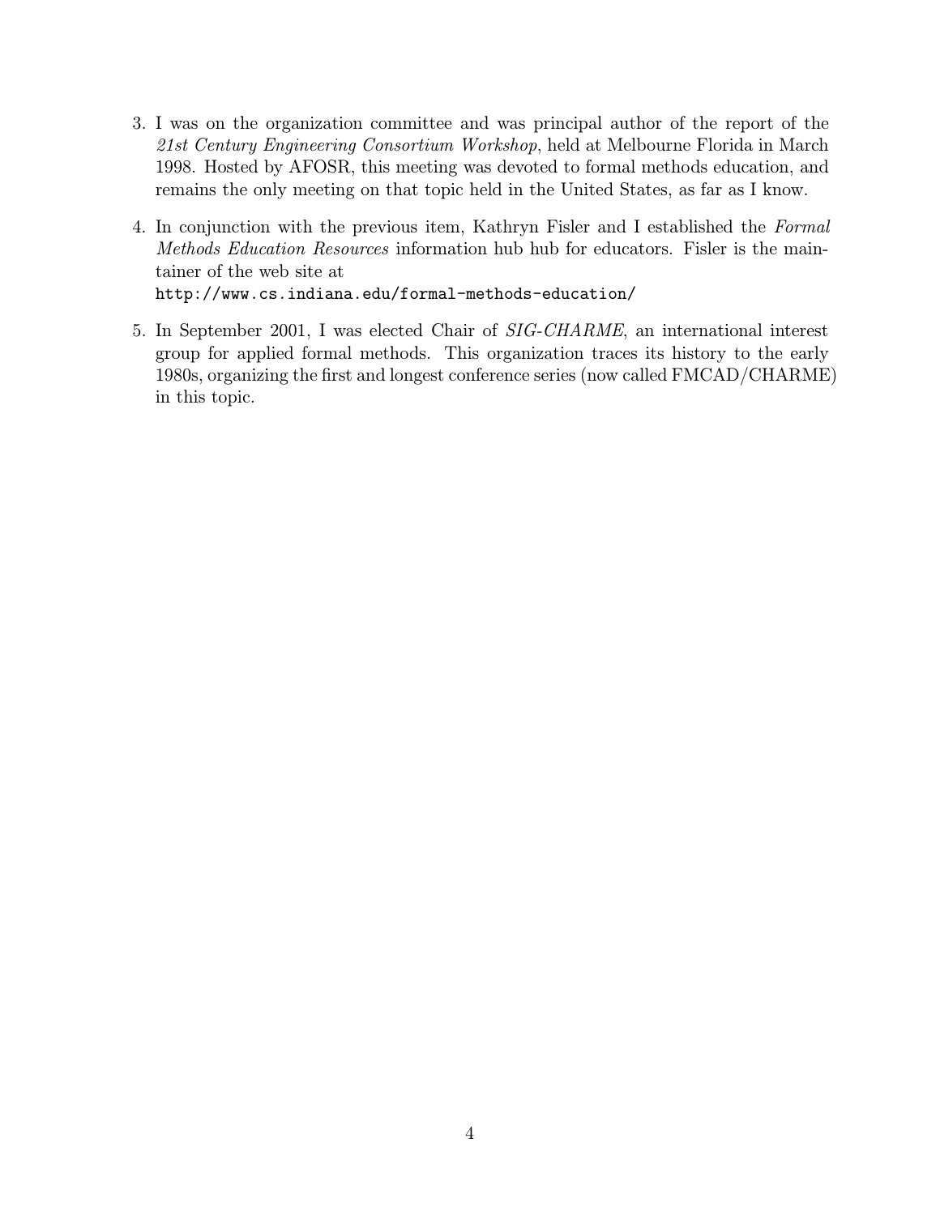3. I was on the organization committee and was principal author of the report of the *21st Century Engineering Consortium Workshop*, held at Melbourne Florida in March 1998. Hosted by AFOSR, this meeting was devoted to formal methods education, and remains the only meeting on that topic held in the United States, as far as I know.

4. In conjunction with the previous item, Kathryn Fisler and I established the *Formal Methods Education Resources* information hub hub for educators. Fisler is the maintainer of the web site at
`http://www.cs.indiana.edu/formal-methods-education/`

5. In September 2001, I was elected Chair of *SIG-CHARME*, an international interest group for applied formal methods. This organization traces its history to the early 1980s, organizing the first and longest conference series (now called FMCAD/CHARME) in this topic.